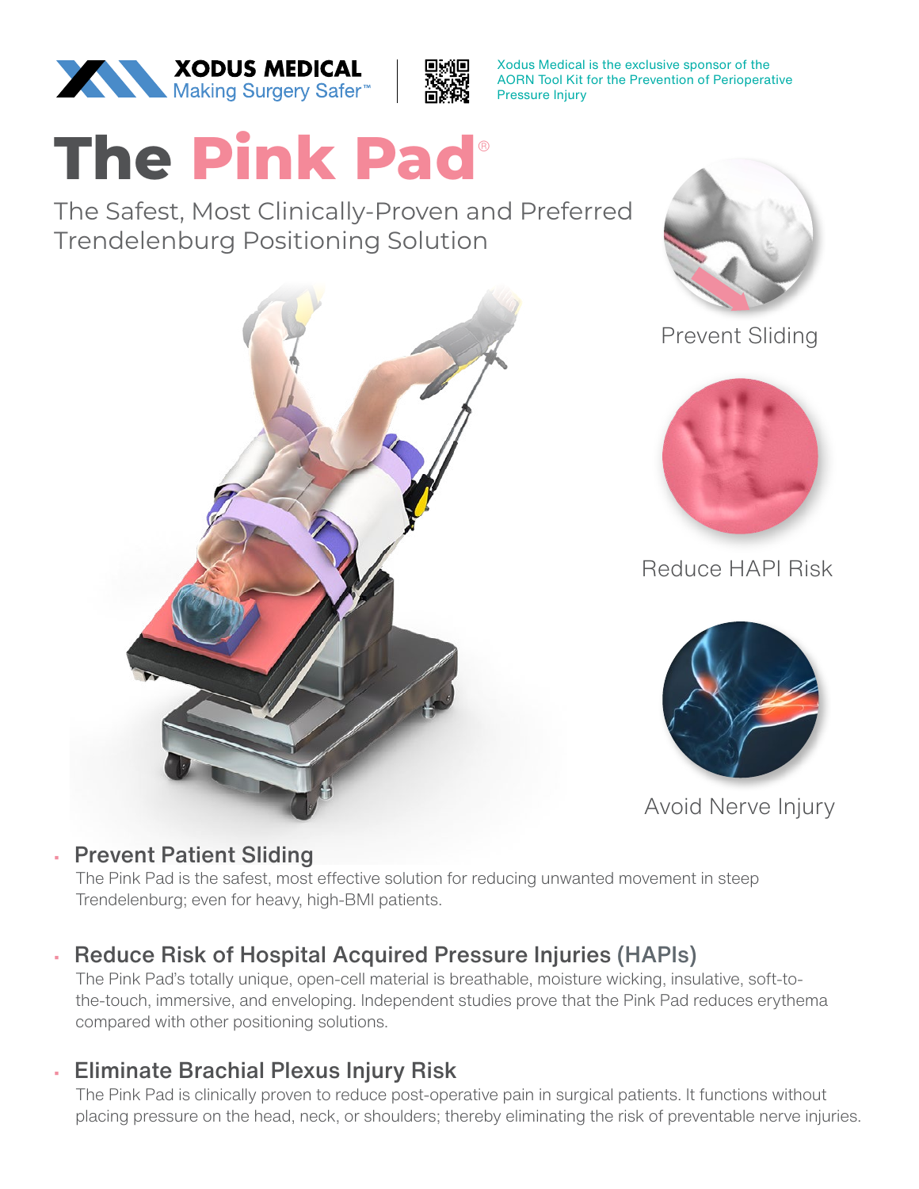XODUS MEDICAL
Making Surgery Safer™

Xodus Medical is the exclusive sponsor of the AORN Tool Kit for the Prevention of Perioperative Pressure Injury

# The Pink Pad®

## The Safest, Most Clinically-Proven and Preferred Trendelenburg Positioning Solution

Prevent Sliding

Reduce HAPI Risk

Avoid Nerve Injury

- **Prevent Patient Sliding**
  The Pink Pad is the safest, most effective solution for reducing unwanted movement in steep Trendelenburg; even for heavy, high-BMI patients.

- **Reduce Risk of Hospital Acquired Pressure Injuries (HAPIs)**
  The Pink Pad's totally unique, open-cell material is breathable, moisture wicking, insulative, soft-to-the-touch, immersive, and enveloping. Independent studies prove that the Pink Pad reduces erythema compared with other positioning solutions.

- **Eliminate Brachial Plexus Injury Risk**
  The Pink Pad is clinically proven to reduce post-operative pain in surgical patients. It functions without placing pressure on the head, neck, or shoulders; thereby eliminating the risk of preventable nerve injuries.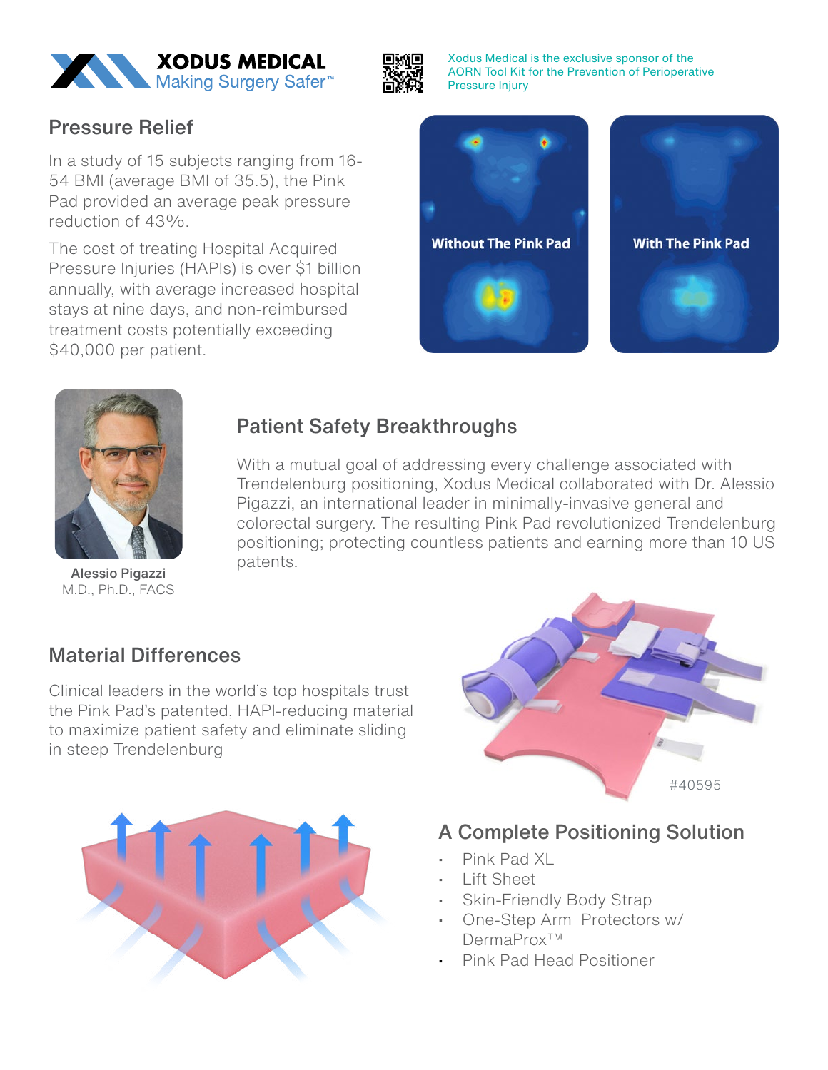XODUS MEDICAL
Making Surgery Safer™

Xodus Medical is the exclusive sponsor of the AORN Tool Kit for the Prevention of Perioperative Pressure Injury

## Pressure Relief

In a study of 15 subjects ranging from 16-54 BMI (average BMI of 35.5), the Pink Pad provided an average peak pressure reduction of 43%.

The cost of treating Hospital Acquired Pressure Injuries (HAPIs) is over $1 billion annually, with average increased hospital stays at nine days, and non-reimbursed treatment costs potentially exceeding $40,000 per patient.

Without The Pink Pad

With The Pink Pad

Alessio Pigazzi
M.D., Ph.D., FACS

## Patient Safety Breakthroughs

With a mutual goal of addressing every challenge associated with Trendelenburg positioning, Xodus Medical collaborated with Dr. Alessio Pigazzi, an international leader in minimally-invasive general and colorectal surgery. The resulting Pink Pad revolutionized Trendelenburg positioning; protecting countless patients and earning more than 10 US patents.

## Material Differences

Clinical leaders in the world's top hospitals trust the Pink Pad's patented, HAPI-reducing material to maximize patient safety and eliminate sliding in steep Trendelenburg

#40595

## A Complete Positioning Solution

- Pink Pad XL
- Lift Sheet
- Skin-Friendly Body Strap
- One-Step Arm Protectors w/ DermaProx™
- Pink Pad Head Positioner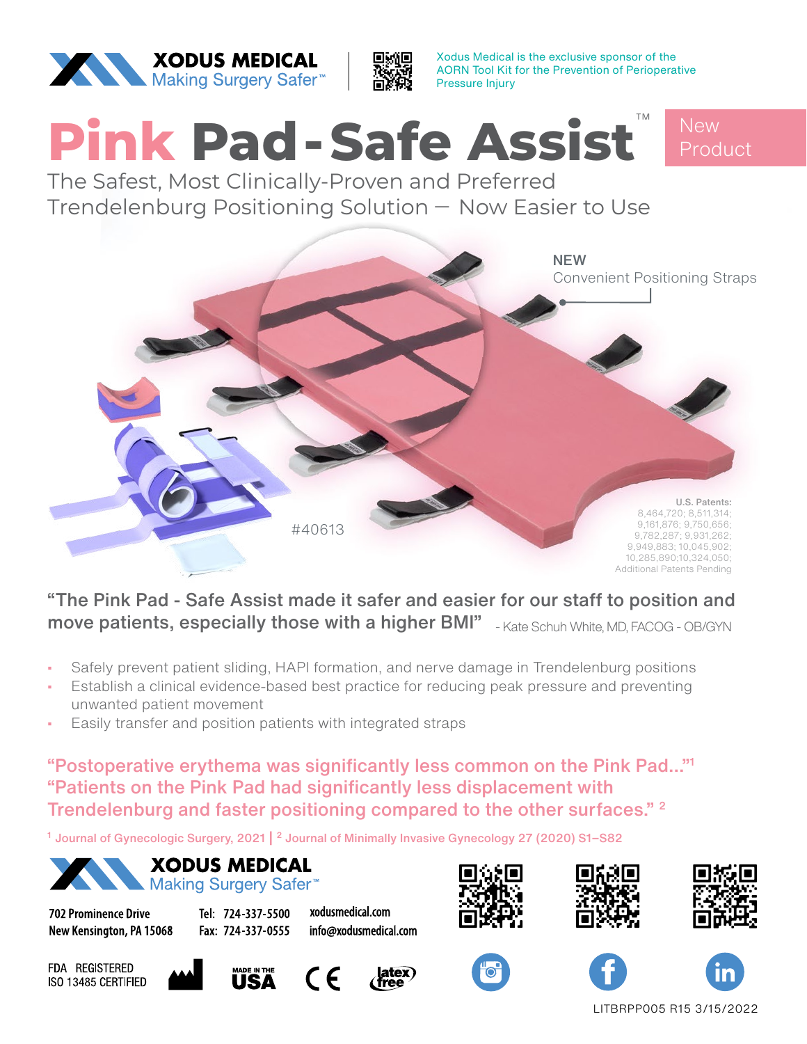XODUS MEDICAL
Making Surgery Safer™

Xodus Medical is the exclusive sponsor of the AORN Tool Kit for the Prevention of Perioperative Pressure Injury

# Pink Pad - Safe Assist™

New Product

## The Safest, Most Clinically-Proven and Preferred Trendelenburg Positioning Solution – Now Easier to Use

NEW
Convenient Positioning Straps

#40613

U.S. Patents:
8,464,720; 8,511,314;
9,161,876; 9,750,656;
9,782,287; 9,931,262;
9,949,883; 10,045,902;
10,285,890;10,324,050;
Additional Patents Pending

**"The Pink Pad - Safe Assist made it safer and easier for our staff to position and move patients, especially those with a higher BMI"** - Kate Schuh White, MD, FACOG - OB/GYN

- Safely prevent patient sliding, HAPI formation, and nerve damage in Trendelenburg positions
- Establish a clinical evidence-based best practice for reducing peak pressure and preventing unwanted patient movement
- Easily transfer and position patients with integrated straps

"Postoperative erythema was significantly less common on the Pink Pad..."[1]
"Patients on the Pink Pad had significantly less displacement with Trendelenburg and faster positioning compared to the other surfaces." [2]

[1] Journal of Gynecologic Surgery, 2021 | [2] Journal of Minimally Invasive Gynecology 27 (2020) S1–S82

XODUS MEDICAL
Making Surgery Safer™

702 Prominence Drive
New Kensington, PA 15068

Tel: 724-337-5500
Fax: 724-337-0555

xodusmedical.com
info@xodusmedical.com

FDA REGISTERED
ISO 13485 CERTIFIED

MADE IN THE USA

CE

latex free

LITBRPP005 R15 3/15/2022